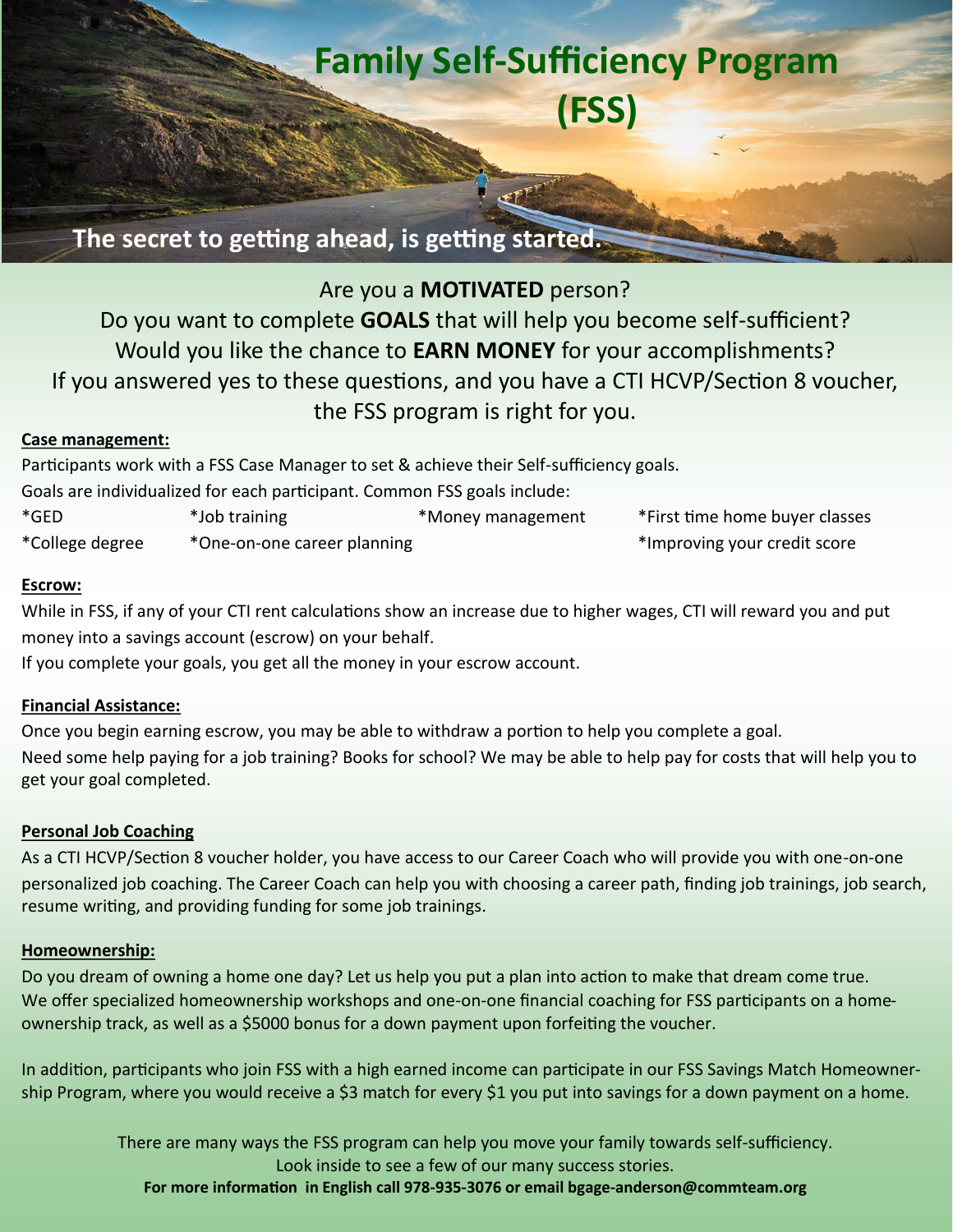# Family Self-Sufficiency Program (FSS)

**The secret to getting ahead, is getting started.**

Are you a **MOTIVATED** person?
Do you want to complete **GOALS** that will help you become self-sufficient?
Would you like the chance to **EARN MONEY** for your accomplishments?
If you answered yes to these questions, and you have a CTI HCVP/Section 8 voucher, the FSS program is right for you.

**Case management:**

Participants work with a FSS Case Manager to set & achieve their Self-sufficiency goals.

Goals are individualized for each participant. Common FSS goals include:

*GED
*Job training
*Money management
*First time home buyer classes
*College degree
*One-on-one career planning
*Improving your credit score

**Escrow:**

While in FSS, if any of your CTI rent calculations show an increase due to higher wages, CTI will reward you and put money into a savings account (escrow) on your behalf.

If you complete your goals, you get all the money in your escrow account.

**Financial Assistance:**

Once you begin earning escrow, you may be able to withdraw a portion to help you complete a goal.

Need some help paying for a job training? Books for school? We may be able to help pay for costs that will help you to get your goal completed.

**Personal Job Coaching**

As a CTI HCVP/Section 8 voucher holder, you have access to our Career Coach who will provide you with one-on-one personalized job coaching. The Career Coach can help you with choosing a career path, finding job trainings, job search, resume writing, and providing funding for some job trainings.

**Homeownership:**

Do you dream of owning a home one day? Let us help you put a plan into action to make that dream come true. We offer specialized homeownership workshops and one-on-one financial coaching for FSS participants on a homeownership track, as well as a $5000 bonus for a down payment upon forfeiting the voucher.

In addition, participants who join FSS with a high earned income can participate in our FSS Savings Match Homeownership Program, where you would receive a $3 match for every $1 you put into savings for a down payment on a home.

There are many ways the FSS program can help you move your family towards self-sufficiency.
Look inside to see a few of our many success stories.
**For more information in English call 978-935-3076 or email bgage-anderson@commteam.org**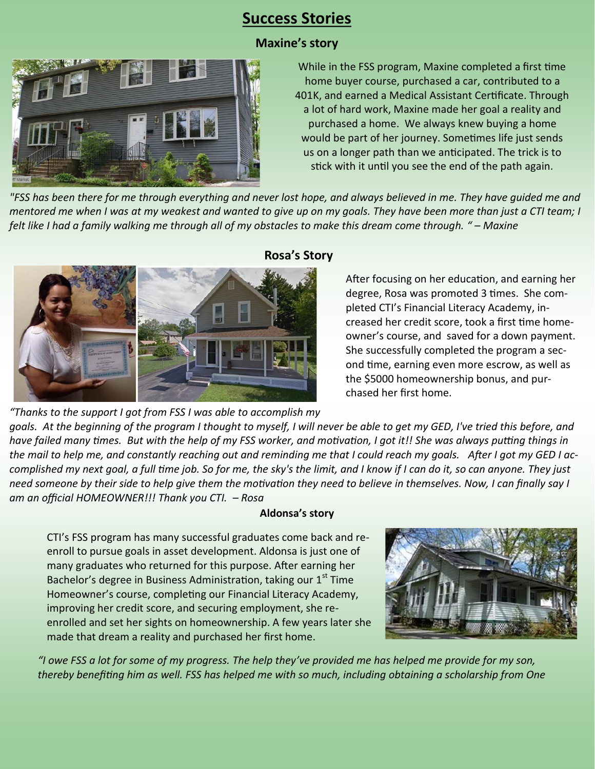# Success Stories

## Maxine's story

While in the FSS program, Maxine completed a first time home buyer course, purchased a car, contributed to a 401K, and earned a Medical Assistant Certificate. Through a lot of hard work, Maxine made her goal a reality and purchased a home. We always knew buying a home would be part of her journey. Sometimes life just sends us on a longer path than we anticipated. The trick is to stick with it until you see the end of the path again.

*"FSS has been there for me through everything and never lost hope, and always believed in me. They have guided me and mentored me when I was at my weakest and wanted to give up on my goals. They have been more than just a CTI team; I felt like I had a family walking me through all of my obstacles to make this dream come through. " – Maxine*

## Rosa's Story

After focusing on her education, and earning her degree, Rosa was promoted 3 times. She completed CTI's Financial Literacy Academy, increased her credit score, took a first time homeowner's course, and saved for a down payment. She successfully completed the program a second time, earning even more escrow, as well as the $5000 homeownership bonus, and purchased her first home.

*"Thanks to the support I got from FSS I was able to accomplish my goals. At the beginning of the program I thought to myself, I will never be able to get my GED, I've tried this before, and have failed many times. But with the help of my FSS worker, and motivation, I got it!! She was always putting things in the mail to help me, and constantly reaching out and reminding me that I could reach my goals. After I got my GED I accomplished my next goal, a full time job. So for me, the sky's the limit, and I know if I can do it, so can anyone. They just need someone by their side to help give them the motivation they need to believe in themselves. Now, I can finally say I am an official HOMEOWNER!!! Thank you CTI. – Rosa*

## Aldonsa's story

CTI's FSS program has many successful graduates come back and re-enroll to pursue goals in asset development. Aldonsa is just one of many graduates who returned for this purpose. After earning her Bachelor's degree in Business Administration, taking our 1st Time Homeowner's course, completing our Financial Literacy Academy, improving her credit score, and securing employment, she re-enrolled and set her sights on homeownership. A few years later she made that dream a reality and purchased her first home.

*"I owe FSS a lot for some of my progress. The help they've provided me has helped me provide for my son, thereby benefiting him as well. FSS has helped me with so much, including obtaining a scholarship from One*